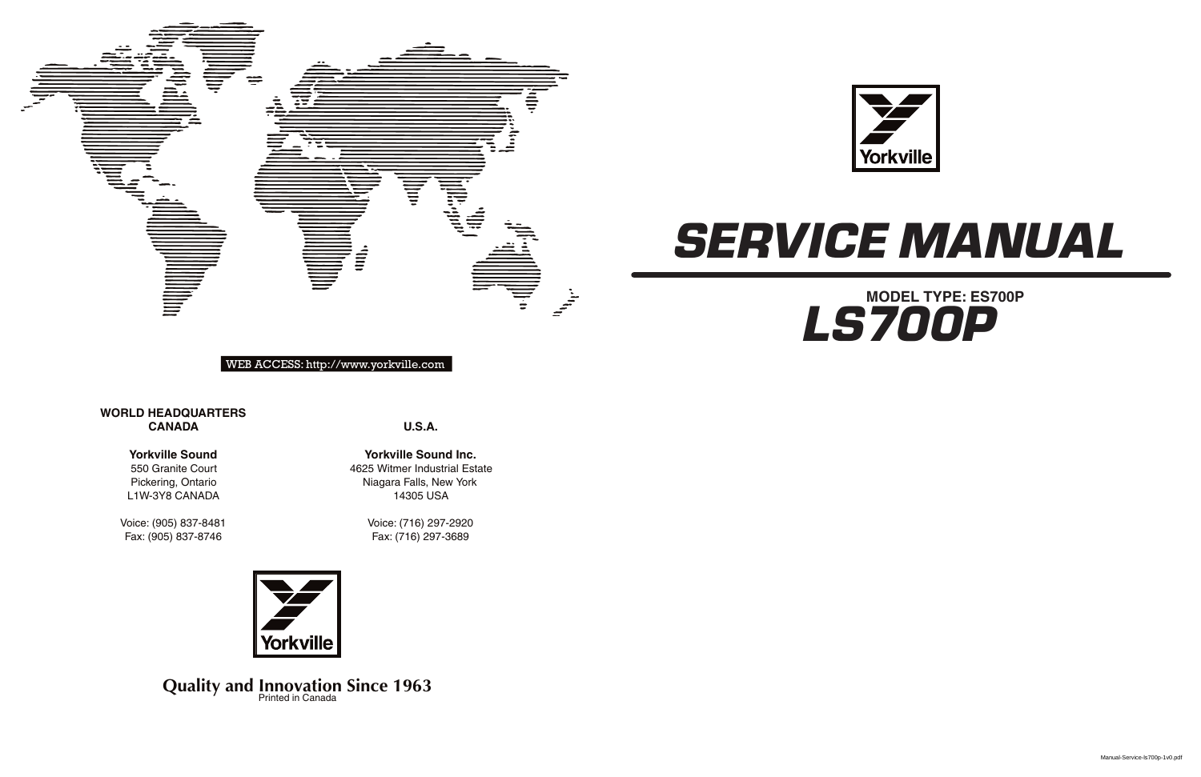Yorkville

# SERVICE MANUAL

**MODEL TYPE: ES700P**

## *LS700P*

WEB ACCESS: http://www.yorkville.com

**WORLD HEADQUARTERS**
**CANADA**

**Yorkville Sound**
550 Granite Court
Pickering, Ontario
L1W-3Y8 CANADA

Voice: (905) 837-8481
Fax: (905) 837-8746

**U.S.A.**

**Yorkville Sound Inc.**
4625 Witmer Industrial Estate
Niagara Falls, New York
14305 USA

Voice: (716) 297-2920
Fax: (716) 297-3689

Yorkville

**Quality and Innovation Since 1963**
Printed in Canada

Manual-Service-ls700p-1v0.pdf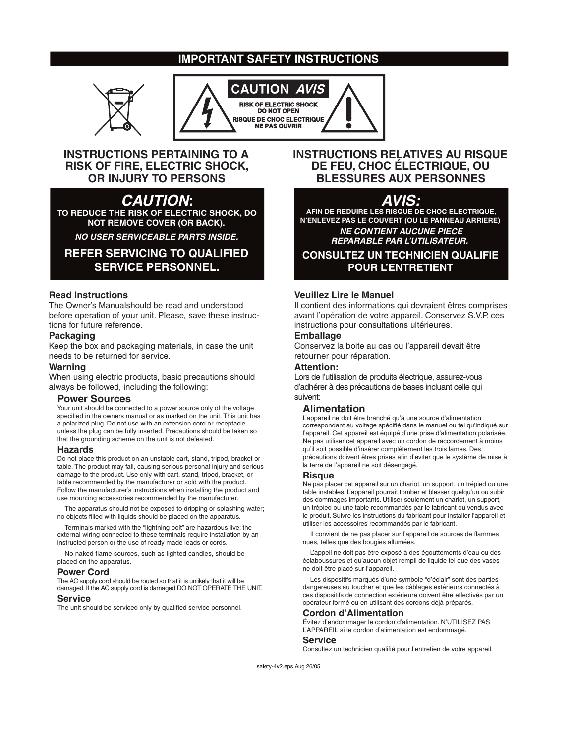# IMPORTANT SAFETY INSTRUCTIONS

**CAUTION AVIS**

**RISK OF ELECTRIC SHOCK DO NOT OPEN**

**RISQUE DE CHOC ELECTRIQUE NE PAS OUVRIR**

## INSTRUCTIONS PERTAINING TO A RISK OF FIRE, ELECTRIC SHOCK, OR INJURY TO PERSONS

### *CAUTION*:

**TO REDUCE THE RISK OF ELECTRIC SHOCK, DO NOT REMOVE COVER (OR BACK).**

***NO USER SERVICEABLE PARTS INSIDE.***

**REFER SERVICING TO QUALIFIED SERVICE PERSONNEL.**

### Read Instructions

The Owner's Manualshould be read and understood before operation of your unit. Please, save these instructions for future reference.

### Packaging

Keep the box and packaging materials, in case the unit needs to be returned for service.

### Warning

When using electric products, basic precautions should always be followed, including the following:

#### Power Sources

Your unit should be connected to a power source only of the voltage specified in the owners manual or as marked on the unit. This unit has a polarized plug. Do not use with an extension cord or receptacle unless the plug can be fully inserted. Precautions should be taken so that the grounding scheme on the unit is not defeated.

#### Hazards

Do not place this product on an unstable cart, stand, tripod, bracket or table. The product may fall, causing serious personal injury and serious damage to the product. Use only with cart, stand, tripod, bracket, or table recommended by the manufacturer or sold with the product. Follow the manufacturer's instructions when installing the product and use mounting accessories recommended by the manufacturer.

The apparatus should not be exposed to dripping or splashing water; no objects filled with liquids should be placed on the apparatus.

Terminals marked with the "lightning bolt" are hazardous live; the external wiring connected to these terminals require installation by an instructed person or the use of ready made leads or cords.

No naked flame sources, such as lighted candles, should be placed on the apparatus.

#### Power Cord

The AC supply cord should be routed so that it is unlikely that it will be damaged. If the AC supply cord is damaged DO NOT OPERATE THE UNIT.

#### Service

The unit should be serviced only by qualified service personnel.

## INSTRUCTIONS RELATIVES AU RISQUE DE FEU, CHOC ÉLECTRIQUE, OU BLESSURES AUX PERSONNES

### *AVIS:*

**AFIN DE REDUIRE LES RISQUE DE CHOC ELECTRIQUE, N'ENLEVEZ PAS LE COUVERT (OU LE PANNEAU ARRIERE)**

***NE CONTIENT AUCUNE PIECE REPARABLE PAR L'UTILISATEUR.***

**CONSULTEZ UN TECHNICIEN QUALIFIE POUR L'ENTRETIENT**

### Veuillez Lire le Manuel

Il contient des informations qui devraient êtres comprises avant l'opération de votre appareil. Conservez S.V.P. ces instructions pour consultations ultérieures.

### Emballage

Conservez la boite au cas ou l'appareil devait être retourner pour réparation.

### Attention:

Lors de l'utilisation de produits électrique, assurez-vous d'adhérer à des précautions de bases incluant celle qui suivent:

#### Alimentation

L'appareil ne doit être branché qu'à une source d'alimentation correspondant au voltage spécifié dans le manuel ou tel qu'indiqué sur l'appareil. Cet appareil est équipé d'une prise d'alimentation polarisée. Ne pas utiliser cet appareil avec un cordon de raccordement à moins qu'il soit possible d'insérer complètement les trois lames. Des précautions doivent êtres prises afin d'eviter que le système de mise à la terre de l'appareil ne soit désengagé.

#### Risque

Ne pas placer cet appareil sur un chariot, un support, un trépied ou une table instables. L'appareil pourrait tomber et blesser quelqu'un ou subir des dommages importants. Utiliser seulement un chariot, un support, un trépied ou une table recommandés par le fabricant ou vendus avec le produit. Suivre les instructions du fabricant pour installer l'appareil et utiliser les accessoires recommandés par le fabricant.

Il convient de ne pas placer sur l'appareil de sources de flammes nues, telles que des bougies allumées.

L'appeil ne doit pas être exposé à des égouttements d'eau ou des éclaboussures et qu'aucun objet rempli de liquide tel que des vases ne doit être placé sur l'appareil.

Les dispositifs marqués d'une symbole "d'éclair" sont des parties dangereuses au toucher et que les câblages extérieurs connectés à ces dispositifs de connection extérieure doivent être effectivés par un opérateur formé ou en utilisant des cordons déjà préparés.

#### Cordon d'Alimentation

Évitez d'endommager le cordon d'alimentation. N'UTILISEZ PAS L'APPAREIL si le cordon d'alimentation est endommagé.

#### Service

Consultez un technicien qualifié pour l'entretien de votre appareil.

safety-4v2.eps Aug 26/05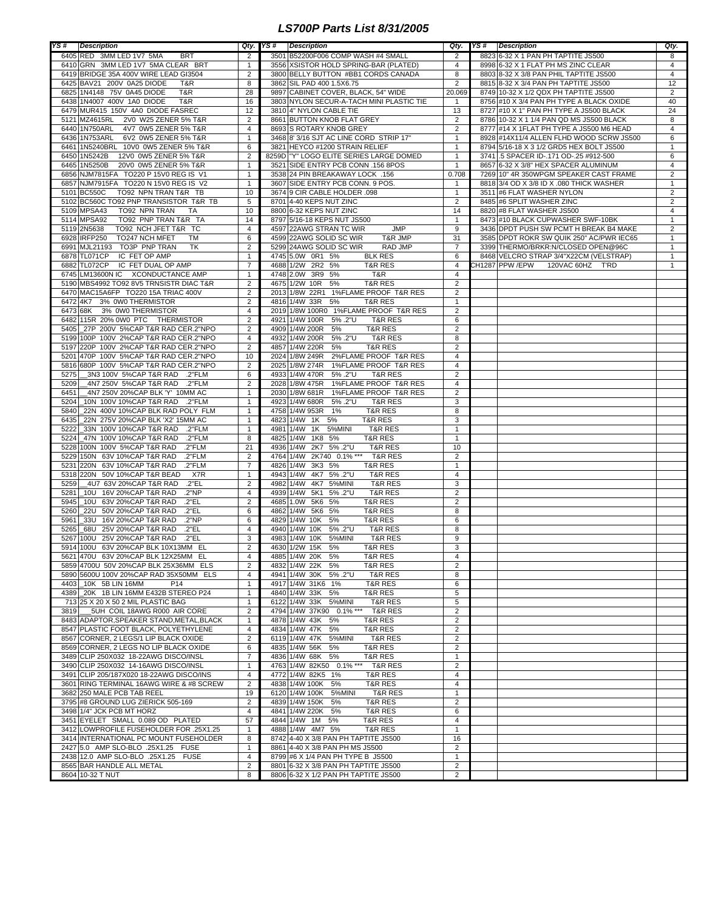# LS700P Parts List 8/31/2005

| YS # | Description | Qty. | YS # | Description | Qty. | YS # | Description | Qty. |
|---|---|---|---|---|---|---|---|---|
| 6405 | RED 3MM LED 1V7 5MA BRT | 2 | 3501 | B52200F006 COMP WASH #4 SMALL | 2 | 8823 | 6-32 X 1 PAN PH TAPTITE JS500 | 8 |
| 6410 | GRN 3MM LED 1V7 5MA CLEAR BRT | 1 | 3556 | XSISTOR HOLD SPRING-BAR (PLATED) | 4 | 8998 | 6-32 X 1 FLAT PH MS ZINC CLEAR | 4 |
| 6419 | BRIDGE 35A 400V WIRE LEAD GI3504 | 2 | 3800 | BELLY BUTTON #BB1 CORDS CANADA | 8 | 8803 | 8-32 X 3/8 PAN PHIL TAPTITE JS500 | 4 |
| 6425 | BAV21 200V 0A25 DIODE T&R | 8 | 3862 | SIL PAD 400 1.5X6.75 | 2 | 8815 | 8-32 X 3/4 PAN PH TAPTITE JS500 | 12 |
| 6825 | 1N4148 75V 0A45 DIODE T&R | 28 | 9897 | CABINET COVER, BLACK, 54" WIDE | 20.069 | 8749 | 10-32 X 1/2 QDX PH TAPTITE JS500 | 2 |
| 6438 | 1N4007 400V 1A0 DIODE T&R | 16 | 3803 | NYLON SECUR-A-TACH MINI PLASTIC TIE | 1 | 8756 | #10 X 3/4 PAN PH TYPE A BLACK OXIDE | 40 |
| 6479 | MUR415 150V 4A0 DIODE FASREC | 12 | 3810 | 4" NYLON CABLE TIE | 13 | 8727 | #10 X 1" PAN PH TYPE A JS500 BLACK | 24 |
| 5121 | MZ4615RL 2V0 W25 ZENER 5% T&R | 2 | 8661 | BUTTON KNOB FLAT GREY | 2 | 8786 | 10-32 X 1 1/4 PAN QD MS JS500 BLACK | 8 |
| 6440 | 1N750ARL 4V7 0W5 ZENER 5% T&R | 4 | 8693 | S ROTARY KNOB GREY | 2 | 8777 | #14 X 1FLAT PH TYPE A JS500 M6 HEAD | 4 |
| 6436 | 1N753ARL 6V2 0W5 ZENER 5% T&R | 1 | 3468 | 8' 3/16 SJT AC LINE CORD STRIP 17" | 1 | 8928 | #14X11/4 ALLEN FLHD WOOD SCRW JS500 | 6 |
| 6461 | 1N5240BRL 10V0 0W5 ZENER 5% T&R | 6 | 3821 | HEYCO #1200 STRAIN RELIEF | 1 | 8794 | 5/16-18 X 3 1/2 GRD5 HEX BOLT JS500 | 1 |
| 6450 | 1N5242B 12V0 0W5 ZENER 5% T&R | 2 | 8259D | "Y" LOGO ELITE SERIES LARGE DOMED | 1 | 3741 | .5 SPACER ID-.171 OD-.25 #912-500 | 6 |
| 6465 | 1N5250B 20V0 0W5 ZENER 5% T&R | 1 | 3521 | SIDE ENTRY PCB CONN .156 8POS | 1 | 8657 | 6-32 X 3/8" HEX SPACER ALUMINUM | 4 |
| 6856 | NJM7815FA TO220 P 15V0 REG IS V1 | 1 | 3538 | 24 PIN BREAKAWAY LOCK .156 | 0.708 | 7269 | 10" 4R 350WPGM SPEAKER CAST FRAME | 2 |
| 6857 | NJM7915FA TO220 N 15V0 REG IS V2 | 1 | 3607 | SIDE ENTRY PCB CONN. 9 POS. | 1 | 8818 | 3/4 OD X 3/8 ID X .080 THICK WASHER | 1 |
| 5101 | BC550C TO92 NPN TRAN T&R TB | 10 | 3674 | 9 CIR CABLE HOLDER .098 | 1 | 3511 | #6 FLAT WASHER NYLON | 2 |
| 5102 | BC560C TO92 PNP TRANSISTOR T&R TB | 5 | 8701 | 4-40 KEPS NUT ZINC | 2 | 8485 | #6 SPLIT WASHER ZINC | 2 |
| 5109 | MPSA43 TO92 NPN TRAN TA | 10 | 8800 | 6-32 KEPS NUT ZINC | 14 | 8820 | #8 FLAT WASHER JS500 | 4 |
| 5114 | MPSA92 TO92 PNP TRAN T&R TA | 14 | 8797 | 5/16-18 KEPS NUT JS500 | 1 | 8473 | #10 BLACK CUPWASHER SWF-10BK | 1 |
| 5119 | 2N5638 TO92 NCH JFET T&R TC | 4 | 4597 | 22AWG STRAN TC WIR JMP | 9 | 3436 | DPDT PUSH SW PCMT H BREAK B4 MAKE | 2 |
| 6928 | IRFP250 TO247 NCH MFET TM | 6 | 4599 | 22AWG SOLID SC WIR T&R JMP | 31 | 3585 | DPDT ROKR SW QUIK 250" AC/PWR IEC65 | 1 |
| 6991 | MJL21193 TO3P PNP TRAN TK | 2 | 5299 | 24AWG SOLID SC WIR RAD JMP | 7 | 3399 | THERMO/BRKR:N/CLOSED OPEN@96C | 1 |
| 6878 | TL071CP IC FET OP AMP | 1 | 4745 | 5.0W 0R1 5% BLK RES | 6 | 8468 | VELCRO STRAP 3/4"X22CM (VELSTRAP) | 1 |
| 6882 | TL072CP IC FET DUAL OP AMP | 7 | 4688 | 1/2W 2R2 5% T&R RES | 4 | CH1287 | PPW /EPW 120VAC 60HZ T'RD | 1 |
| 6745 | LM13600N IC XCONDUCTANCE AMP | 1 | 4748 | 2.0W 3R9 5% T&R | 4 | | | |
| 5190 | MBS4992 TO92 8V5 TRNSISTR DIAC T&R | 2 | 4675 | 1/2W 10R 5% T&R RES | 2 | | | |
| 6470 | MAC15A6FP TO220 15A TRIAC 400V | 2 | 2013 | 1/8W 22R1 1%FLAME PROOF T&R RES | 2 | | | |
| 6472 | 4K7 3% 0W0 THERMISTOR | 2 | 4816 | 1/4W 33R 5% T&R RES | 1 | | | |
| 6473 | 68K 3% 0W0 THERMISTOR | 4 | 2019 | 1/8W 100R0 1%FLAME PROOF T&R RES | 2 | | | |
| 6482 | 115R 20% 0W0 PTC THERMISTOR | 2 | 4921 | 1/4W 100R 5% .2"U T&R RES | 6 | | | |
| 5405 | _27P 200V 5%CAP T&R RAD CER.2"NPO | 2 | 4909 | 1/4W 200R 5% T&R RES | 2 | | | |
| 5199 | 100P 100V 2%CAP T&R RAD CER.2"NPO | 4 | 4932 | 1/4W 200R 5% .2"U T&R RES | 8 | | | |
| 5197 | 220P 100V 2%CAP T&R RAD CER.2"NPO | 2 | 4857 | 1/4W 220R 5% T&R RES | 2 | | | |
| 5201 | 470P 100V 5%CAP T&R RAD CER.2"NPO | 10 | 2024 | 1/8W 249R 2%FLAME PROOF T&R RES | 4 | | | |
| 5816 | 680P 100V 5%CAP T&R RAD CER.2"NPO | 2 | 2025 | 1/8W 274R 1%FLAME PROOF T&R RES | 4 | | | |
| 5275 | __3N3 100V 5%CAP T&R RAD .2"FLM | 6 | 4933 | 1/4W 470R 5% .2"U T&R RES | 2 | | | |
| 5209 | __4N7 250V 5%CAP T&R RAD .2"FLM | 6 | 2028 | 1/8W 475R 1%FLAME PROOF T&R RES | 4 | | | |
| 6451 | __4N7 250V 20%CAP BLK 'Y' 10MM AC | 1 | 2030 | 1/8W 681R 1%FLAME PROOF T&R RES | 2 | | | |
| 5204 | _10N 100V 10%CAP T&R RAD .2"FLM | 1 | 4923 | 1/4W 680R 5% .2"U T&R RES | 3 | | | |
| 5840 | _22N 400V 10%CAP BLK RAD POLY FLM | 1 | 4758 | 1/4W 953R 1% T&R RES | 8 | | | |
| 6435 | _22N 275V 20%CAP BLK 'X2' 15MM AC | 1 | 4823 | 1/4W 1K 5% T&R RES | 3 | | | |
| 5222 | _33N 100V 10%CAP T&R RAD .2"FLM | 1 | 4981 | 1/4W 1K 5%MINI T&R RES | 1 | | | |
| 5224 | _47N 100V 10%CAP T&R RAD .2"FLM | 8 | 4825 | 1/4W 1K8 5% T&R RES | 1 | | | |
| 5228 | 100N 100V 5%CAP T&R RAD .2"FLM | 21 | 4936 | 1/4W 2K7 5% .2"U T&R RES | 10 | | | |
| 5229 | 150N 63V 10%CAP T&R RAD .2"FLM | 2 | 4764 | 1/4W 2K740 0.1% *** T&R RES | 2 | | | |
| 5231 | 220N 63V 10%CAP T&R RAD .2"FLM | 7 | 4826 | 1/4W 3K3 5% T&R RES | 1 | | | |
| 5318 | 220N 50V 10%CAP T&R BEAD X7R | 1 | 4943 | 1/4W 4K7 5% .2"U T&R RES | 4 | | | |
| 5259 | __4U7 63V 20%CAP T&R RAD .2"EL | 2 | 4982 | 1/4W 4K7 5%MINI T&R RES | 3 | | | |
| 5281 | _10U 16V 20%CAP T&R RAD .2"NP | 4 | 4939 | 1/4W 5K1 5% .2"U T&R RES | 2 | | | |
| 5945 | _10U 63V 20%CAP T&R RAD .2"EL | 2 | 4685 | 1.0W 5K6 5% T&R RES | 2 | | | |
| 5260 | _22U 50V 20%CAP T&R RAD .2"EL | 6 | 4862 | 1/4W 5K6 5% T&R RES | 8 | | | |
| 5961 | _33U 16V 20%CAP T&R RAD .2"NP | 6 | 4829 | 1/4W 10K 5% T&R RES | 6 | | | |
| 5265 | _68U 25V 20%CAP T&R RAD .2"EL | 4 | 4940 | 1/4W 10K 5% .2"U T&R RES | 8 | | | |
| 5267 | 100U 25V 20%CAP T&R RAD .2"EL | 3 | 4983 | 1/4W 10K 5%MINI T&R RES | 9 | | | |
| 5914 | 100U 63V 20%CAP BLK 10X13MM EL | 2 | 4630 | 1/2W 15K 5% T&R RES | 3 | | | |
| 5621 | 470U 63V 20%CAP BLK 12X25MM EL | 4 | 4885 | 1/4W 20K 5% T&R RES | 4 | | | |
| 5859 | 4700U 50V 20%CAP BLK 25X36MM ELS | 2 | 4832 | 1/4W 22K 5% T&R RES | 2 | | | |
| 5890 | 5600U 100V 20%CAP RAD 35X50MM ELS | 4 | 4941 | 1/4W 30K 5% .2"U T&R RES | 8 | | | |
| 4403 | _10K 5B LIN 16MM P14 | 1 | 4917 | 1/4W 31K6 1% T&R RES | 6 | | | |
| 4389 | _20K 1B LIN 16MM E432B STEREO P24 | 1 | 4840 | 1/4W 33K 5% T&R RES | 5 | | | |
| 713 | 25 X 20 X 50 2 MIL PLASTIC BAG | 1 | 6122 | 1/4W 33K 5%MINI T&R RES | 5 | | | |
| 3819 | ___5UH COIL 18AWG R000 AIR CORE | 2 | 4794 | 1/4W 37K90 0.1% *** T&R RES | 2 | | | |
| 8483 | ADAPTOR,SPEAKER STAND,METAL,BLACK | 1 | 4878 | 1/4W 43K 5% T&R RES | 2 | | | |
| 8547 | PLASTIC FOOT BLACK, POLYETHYLENE | 4 | 4834 | 1/4W 47K 5% T&R RES | 2 | | | |
| 8567 | CORNER, 2 LEGS/1 LIP BLACK OXIDE | 2 | 6119 | 1/4W 47K 5%MINI T&R RES | 2 | | | |
| 8569 | CORNER, 2 LEGS NO LIP BLACK OXIDE | 6 | 4835 | 1/4W 56K 5% T&R RES | 2 | | | |
| 3489 | CLIP 250X032 18-22AWG DISCO/INSL | 7 | 4836 | 1/4W 68K 5% T&R RES | 1 | | | |
| 3490 | CLIP 250X032 14-16AWG DISCO/INSL | 1 | 4763 | 1/4W 82K50 0.1% *** T&R RES | 2 | | | |
| 3491 | CLIP 205/187X020 18-22AWG DISCO/INS | 4 | 4772 | 1/4W 82K5 1% T&R RES | 4 | | | |
| 3601 | RING TERMINAL 16AWG WIRE & #8 SCREW | 2 | 4838 | 1/4W 100K 5% T&R RES | 4 | | | |
| 3682 | 250 MALE PCB TAB REEL | 19 | 6120 | 1/4W 100K 5%MINI T&R RES | 1 | | | |
| 3795 | #8 GROUND LUG ZIERICK 505-169 | 2 | 4839 | 1/4W 150K 5% T&R RES | 2 | | | |
| 3498 | 1/4" JCK PCB MT HORZ | 4 | 4841 | 1/4W 220K 5% T&R RES | 6 | | | |
| 3451 | EYELET SMALL 0.089 OD PLATED | 57 | 4844 | 1/4W 1M 5% T&R RES | 4 | | | |
| 3412 | LOWPROFILE FUSEHOLDER FOR .25X1.25 | 1 | 4888 | 1/4W 4M7 5% T&R RES | 1 | | | |
| 3414 | INTERNATIONAL PC MOUNT FUSEHOLDER | 8 | 8742 | 4-40 X 3/8 PAN PH TAPTITE JS500 | 16 | | | |
| 2427 | 5.0 AMP SLO-BLO .25X1.25 FUSE | 1 | 8861 | 4-40 X 3/8 PAN PH MS JS500 | 2 | | | |
| 2438 | 12.0 AMP SLO-BLO .25X1.25 FUSE | 4 | 8799 | #6 X 1/4 PAN PH TYPE B JS500 | 1 | | | |
| 8565 | BAR HANDLE ALL METAL | 2 | 8801 | 6-32 X 3/8 PAN PH TAPTITE JS500 | 2 | | | |
| 8604 | 10-32 T NUT | 8 | 8806 | 6-32 X 1/2 PAN PH TAPTITE JS500 | 2 | | | |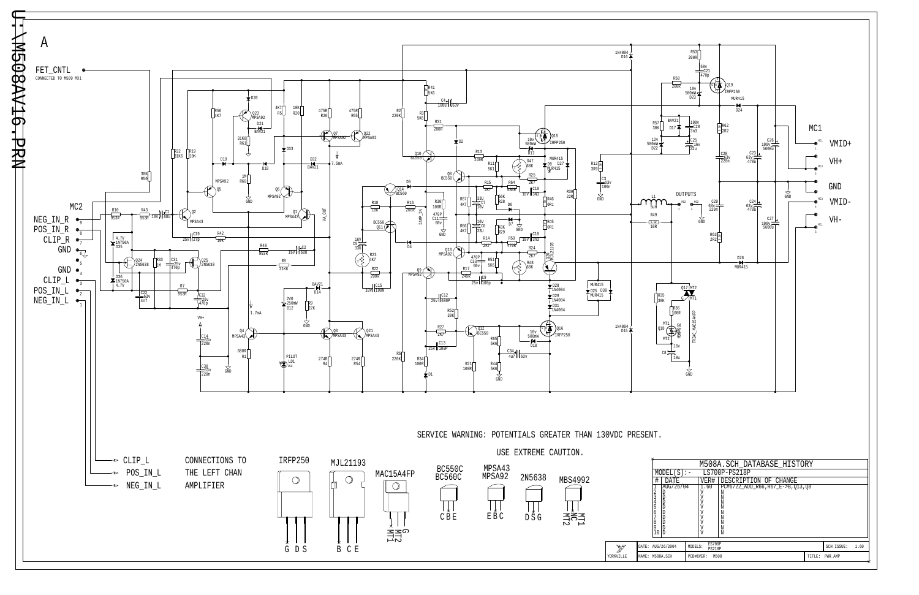U:\M508AV16.PRN

A

FET_CNTL
CONNECTED TO M509 MX1

MC2

NEG_IN_R
POS_IN_R
CLIP_R
GND
GND
CLIP_L
POS_IN_L
NEG_IN_L

MC1

VMID+
VH+
GND
VMID-
VH-

OUTPUTS

SERVICE WARNING: POTENTIALS GREATER THAN 130VDC PRESENT.

USE EXTREME CAUTION.

CLIP_L
POS_IN_L
NEG_IN_L

CONNECTIONS TO THE LEFT CHAN AMPLIFIER

IRFP250 — G D S

MJL21193 — B C E

MAC15A4FP — MT1 MT2 G

BC550C BC560C — C B E

MPSA43 MPSA92 — E B C

2N5638 — D S G

MBS4992 — MT2 NC MT1

| M508A.SCH_DATABASE_HISTORY | | |
|---|---|---|
| MODEL(S):- | LS700P-PS218P | |
| # DATE | VER# | DESCRIPTION OF CHANGE |
| 1 AUG/26/04 | 1.60 | PC#6722_ADD_R66,R67_E->B,Q13,Q8 |
| 2 D | V | N |
| 3 D | V | N |
| 4 D | V | N |
| 5 D | V | N |
| 6 D | V | N |
| 7 D | V | N |
| 8 D | V | N |
| 9 D | V | N |
| 10 D | V | N |

| YORKVILLE | DATE: AUG/26/2004 | MODELS: ES700P PS218P | SCH ISSUE: 1.60 |
|---|---|---|---|
| | NAME: M508A.SCH | PCB&VER: M508 | TITLE: PWR_AMP |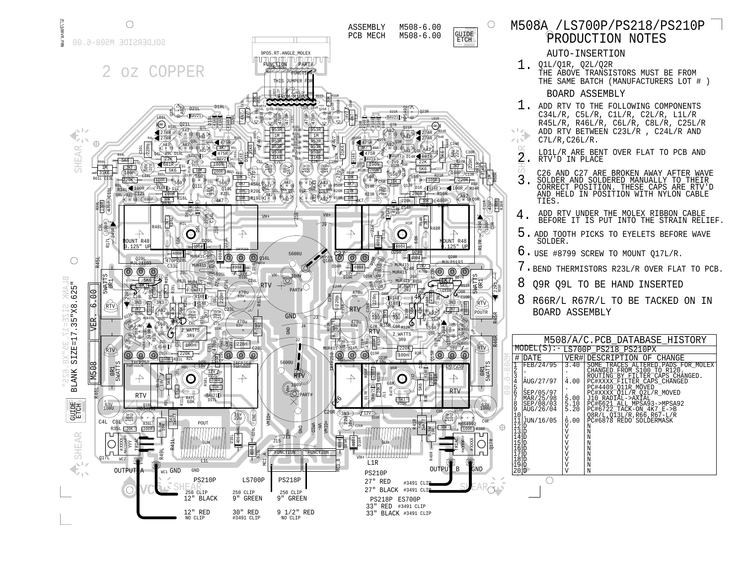# M508A /LS700P/PS218/PS210P PRODUCTION NOTES

ASSEMBLY M508-6.00
PCB MECH M508-6.00

GUIDE ETCH

2 oz COPPER

## AUTO-INSERTION

1. Q1L/Q1R, Q2L/Q2R THE ABOVE TRANSISTORS MUST BE FROM THE SAME BATCH (MANUFACTURERS LOT # )

## BOARD ASSEMBLY

1. ADD RTV TO THE FOLLOWING COMPONENTS C34L/R, C5L/R, C1L/R, C2L/R, L1L/R R45L/R, R46L/R, C6L/R, C8L/R, C25L/R ADD RTV BETWEEN C23L/R , C24L/R AND C7L/R,C26L/R.
2. LD1L/R ARE BENT OVER FLAT TO PCB AND RTV'D IN PLACE
3. C26 AND C27 ARE BROKEN AWAY AFTER WAVE SOLDER AND SOLDERED MANUALLY TO THEIR CORRECT POSITION. THESE CAPS ARE RTV'D AND HELD IN POSITION WITH NYLON CABLE TIES.
4. ADD RTV UNDER THE MOLEX RIBBON CABLE BEFORE IT IS PUT INTO THE STRAIN RELIEF.
5. ADD TOOTH PICKS TO EYELETS BEFORE WAVE SOLDER.
6. USE #8799 SCREW TO MOUNT Q17L/R.
7. BEND THERMISTORS R23L/R OVER FLAT TO PCB.
8. Q9R Q9L TO BE HAND INSERTED
8. R66R/L R67R/L TO BE TACKED ON IN BOARD ASSEMBLY

## M508/A/C.PCB_DATABASE_HISTORY

MODEL(S):- LS700P_PS218_PS210PX

| # | DATE | VER# | DESCRIPTION OF CHANGE |
|---|---|---|---|
| 1 | FEB/24/95 | 3.40 | SOME TRACES ALTERED,PADS FOR MOLEX CHANGED FROM S100 TO R120. |
| 2 | . | . | ROUTING BY FILTER CAPS CHANGED. |
| 3 | . | . | |
| 4 | AUG/27/97 | 4.00 | PC#XXXX_FILTER CAPS CHANGED |
| 5 | . | . | PC#4409_Q11R MOVED |
| 6 | SEP/05/97 | . | PC#XXXX_Q1L/R_Q2L/R_MOVED |
| 7 | MAR/25/98 | 5.00 | J10_RADIAL->AXIAL |
| 8 | SEP/08/03 | 5.10 | PC#6621_ALL_MPSA93->MPSA92 |
| 9 | AUG/26/04 | 5.20 | PC#6722_TACK-ON_4K7_E->B |
| 10 | . | | Q8R/L,Q13L/R,R66,R67-L/R |
| 11 | JUN/16/05 | 6.00 | PC#6878 REDO SOLDERMASK |
| 12 | D | V | N |
| 13 | D | V | N |
| 14 | D | V | N |
| 15 | D | V | N |
| 16 | D | V | N |
| 17 | D | V | N |
| 18 | D | V | N |
| 19 | D | V | N |
| 20 | D | V | N |

BLANK SIZE=17.35"X8.625"

M508 VER. 6.00

OUTPUT A — OUTPUT B

| | PS210P | LS700P | PS218P |
|---|---|---|---|
| | 250 CLIP | 250 CLIP | 250 CLIP |
| | 12" BLACK | 9" GREEN | 9" GREEN |
| | 12" RED NO CLIP | 30" RED #3491 CLIP | 9 1/2" RED NO CLIP |

PS210P
27" RED #3491 CLIP
27" BLACK #3491 CLIP

PS218P ES700P
33" RED #3491 CLIP
33" BLACK #3491 CLIP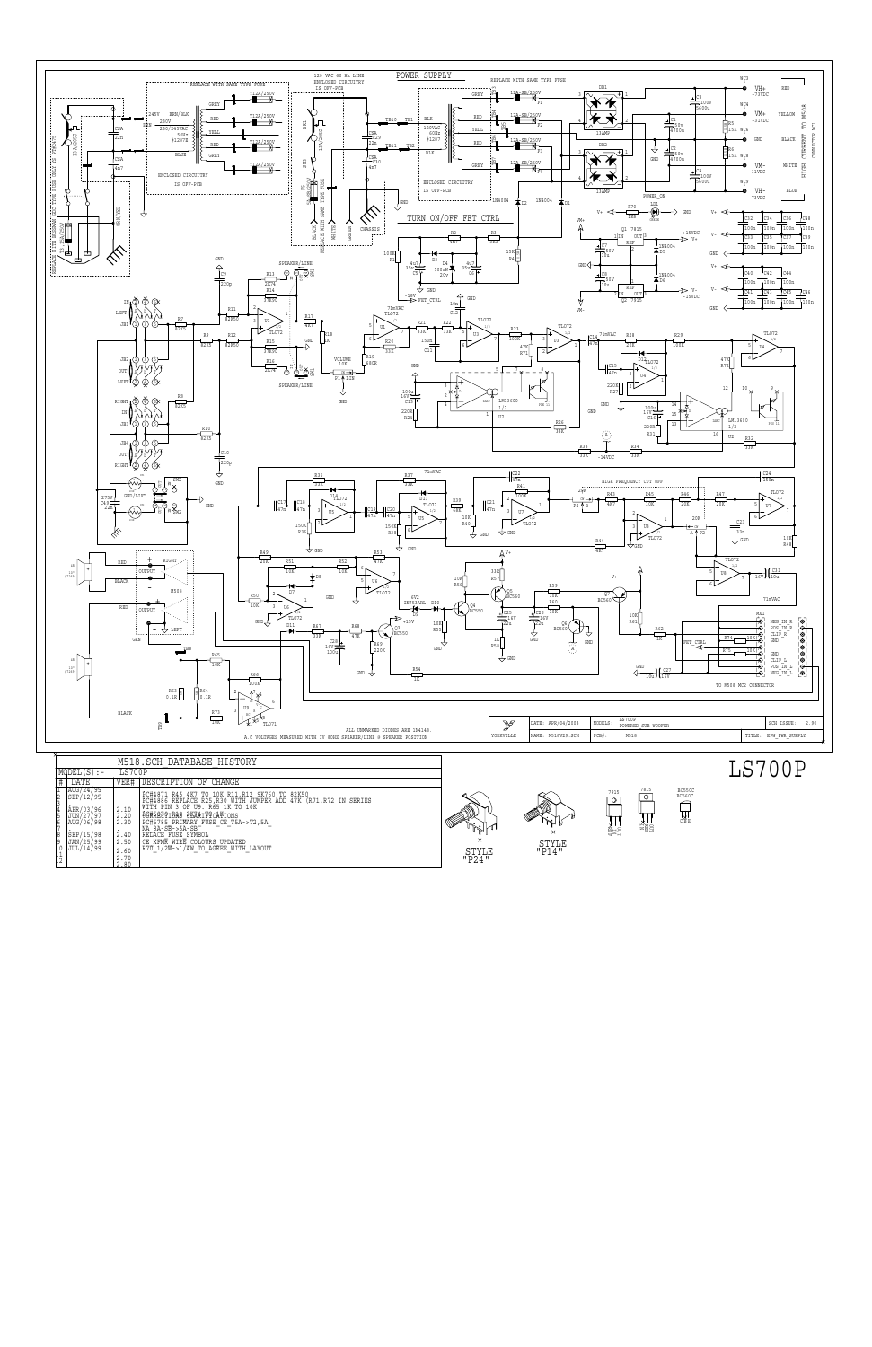# LS700P

## M518.SCH DATABASE HISTORY

MODEL(S):- LS700P

| # | DATE | VER# | DESCRIPTION OF CHANGE |
|---|---|---|---|
| 1 | AUG/24/95 | | |
| 2 | SEP/12/95 | | PCB#4871 R45 4K7 TO 10K R11,R12 9K760 TO 82K50 |
| 3 | | | PCB#4886 REPLACE R25,R30 WITH JUMPER ADD 47K (R71,R72 IN SERIES WITH PIN 3 OF U9. R65 1K TO 10K |
| 4 | APR/03/96 | 2.10 | ADDED 7.5A3AG F2 & F3 |
| 5 | JUN/27/97 | 2.20 | CORRECT CHASSIS CONNECTIONS |
| 6 | AUG/06/98 | 2.30 | PCB#5785 PRIMARY FUSE CH T5A->T2,5A_ NA 8A-SB->5A-SB |
| 8 | SEP/15/98 | 2.40 | REPLACE FUSE SYMBOL |
| 9 | JAN/25/99 | 2.50 | CE XFMR WIRE COLOURS UPDATED |
| 10 | JUL/14/99 | 2.60 | R70 1/2W->1/4W TO AGREE WITH LAYOUT |
| 11 | | 2.70 | |
| 12 | | 2.80 | |

| YORKVILLE | DATE: APR/04/2003 | MODELS: LS700P POWERED SUB-WOOFER | SCH ISSUE: 2.90 |
|---|---|---|---|
| | NAME: M518V29.SCH | PCB#: M518 | TITLE: EP8 PWR SUPPLY |

ALL UNMARKED DIODES ARE 1N4148.

A.C.VOLTAGES MEASURED WITH 1V 60HZ SPEAKER/LINE @ SPEAKER POSITION

STYLE "P24"

STYLE "P14"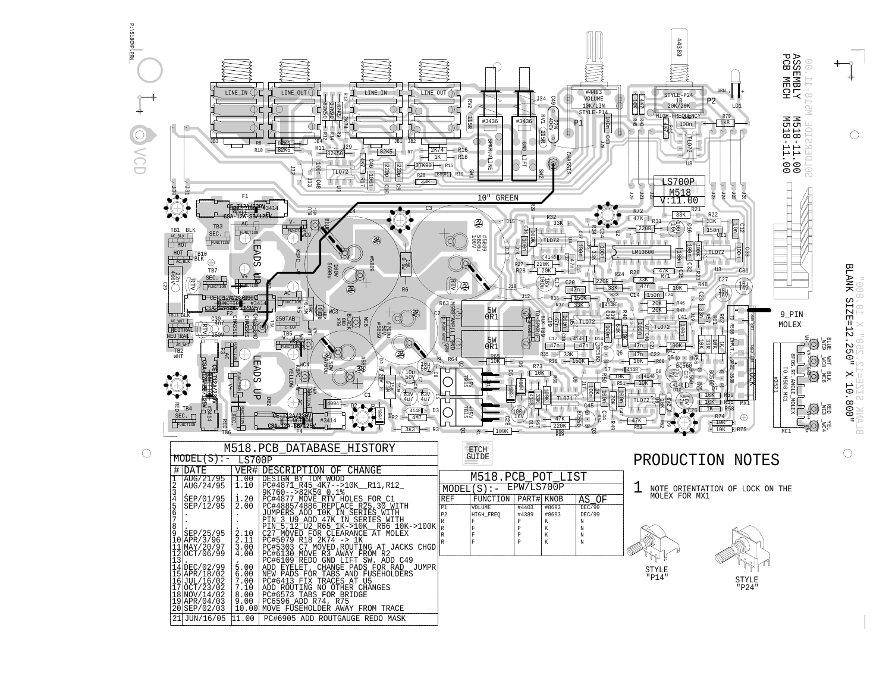ASSEMBLY M518-11.00
PCB MECH M518-11.00

BLANK SIZE=12.250" X 10.800"

# M518.PCB_DATABASE_HISTORY

MODEL(S):- LS700P

| # | DATE | VER# | DESCRIPTION OF CHANGE |
|---|---|---|---|
| 1 | AUG/21/95 | 1.00 | DESIGN BY TOM WOOD |
| 2 | AUG/24/95 | 1.10 | PC#4871 R45 4K7-->10K R11,R12 9K760-->82K50 0.1% |
| 3 | . | . | |
| 4 | SEP/01/95 | 1.20 | PC#4877 MOVE RTV HOLES FOR C1 |
| 5 | SEP/12/95 | 2.00 | PC#4885/4886 REPLACE R25,30 WITH JUMPERS ADD 10K IN SERIES WITH |
| 6 | . | . | PIN 3 U9 ADD 47K IN SERIES WITH |
| 7 | . | . | PIN 5,12 U2 R65 1K->10K R66 10K->100K |
| 8 | . | . | |
| 9 | SEP/25/95 | 2.10 | C27 MOVED FOR CLEARANCE AT MOLEX |
| 10 | APR/3/96 | 2.11 | PC#5079 R18 2K74 -> 1K |
| 11 | MAY/20/97 | 3.00 | PC#5303 C7 MOVED.ROUTING AT JACKS CHGD |
| 12 | OCT/06/99 | 4.00 | PC#6130 MOVE R3 AWAY FROM R2 |
| 13 | . | . | PC#6109 REDO GND LIFT SW. ADD C49 |
| 14 | DEC/02/99 | 5.00 | ADD EYELET. CHANGE PADS FOR RAD JUMPR |
| 15 | APR/18/02 | 6.00 | NEW PADS FOR TABS AND FUSEHOLDERS |
| 16 | JUL/16/02 | 7.00 | PC#6413 FIX TRACES AT U5 |
| 17 | OCT/23/02 | 7.10 | ADD ROUTING NO OTHER CHANGES |
| 18 | NOV/14/02 | 8.00 | PC#6573 TABS FOR BRIDGE |
| 19 | APR/04/03 | 9.00 | PC6596 ADD R74, R75 |
| 20 | SEP/02/03 | 10.00 | MOVE FUSEHOLDER AWAY FROM TRACE |
| 21 | JUN/16/05 | 11.00 | PC#6905 ADD ROUTGAUGE REDO MASK |

ETCH GUIDE

# M518.PCB_POT_LIST

MODEL(S):- EPW/LS700P

| REF | FUNCTION | PART# | KNOB | AS OF |
|---|---|---|---|---|
| P1 | VOLUME | #4403 | #8693 | DEC/99 |
| P2 | HIGH_FREQ | #4389 | #8693 | DEC/99 |
| R | F | P | K | N |
| R | F | P | K | N |
| R | F | P | K | N |
| R | F | P | K | N |

# PRODUCTION NOTES

1 NOTE ORIENTATION OF LOCK ON THE MOLEX FOR MX1

STYLE "P14"

STYLE "P24"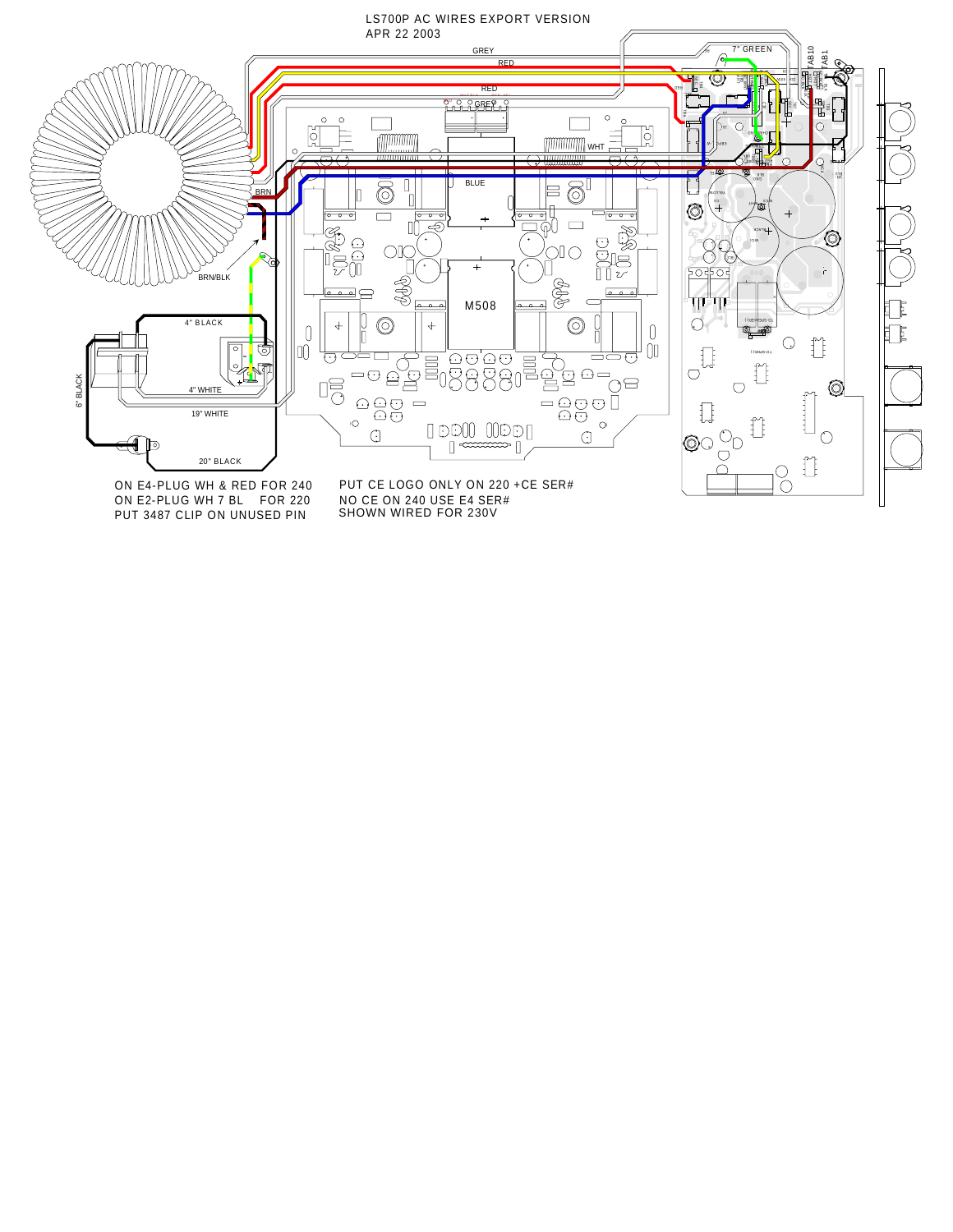LS700P AC WIRES EXPORT VERSION
APR 22 2003

GREY

RED

RED

GREY

7" GREEN

TAB10

TAB1

WHT

BLUE

BRN

BRN/BLK

M508

4" BLACK

4" WHITE

6" BLACK

19" WHITE

20" BLACK

ON E4-PLUG WH & RED FOR 240
ON E2-PLUG WH 7 BL FOR 220
PUT 3487 CLIP ON UNUSED PIN

PUT CE LOGO ONLY ON 220 +CE SER#
NO CE ON 240 USE E4 SER#
SHOWN WIRED FOR 230V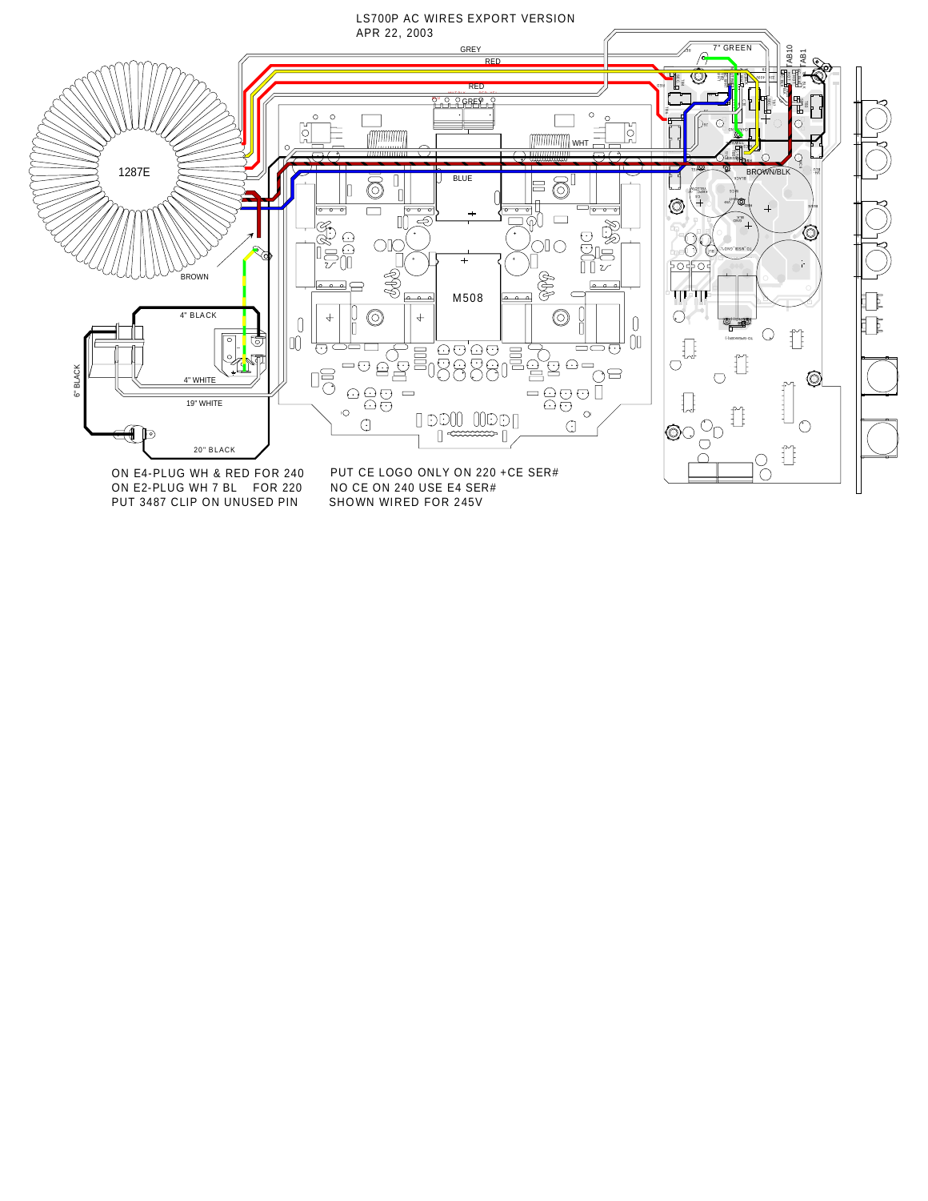LS700P AC WIRES EXPORT VERSION
APR 22, 2003

GREY

RED

RED

GREY

7" GREEN

TAB10

TAB1

WHT

BLUE

BROWN/BLK

1287E

BROWN

M508

4" BLACK

4" WHITE

6" BLACK

19" WHITE

20" BLACK

ON E4-PLUG WH & RED FOR 240
ON E2-PLUG WH 7 BL FOR 220
PUT 3487 CLIP ON UNUSED PIN

PUT CE LOGO ONLY ON 220 +CE SER#
NO CE ON 240 USE E4 SER#
SHOWN WIRED FOR 245V